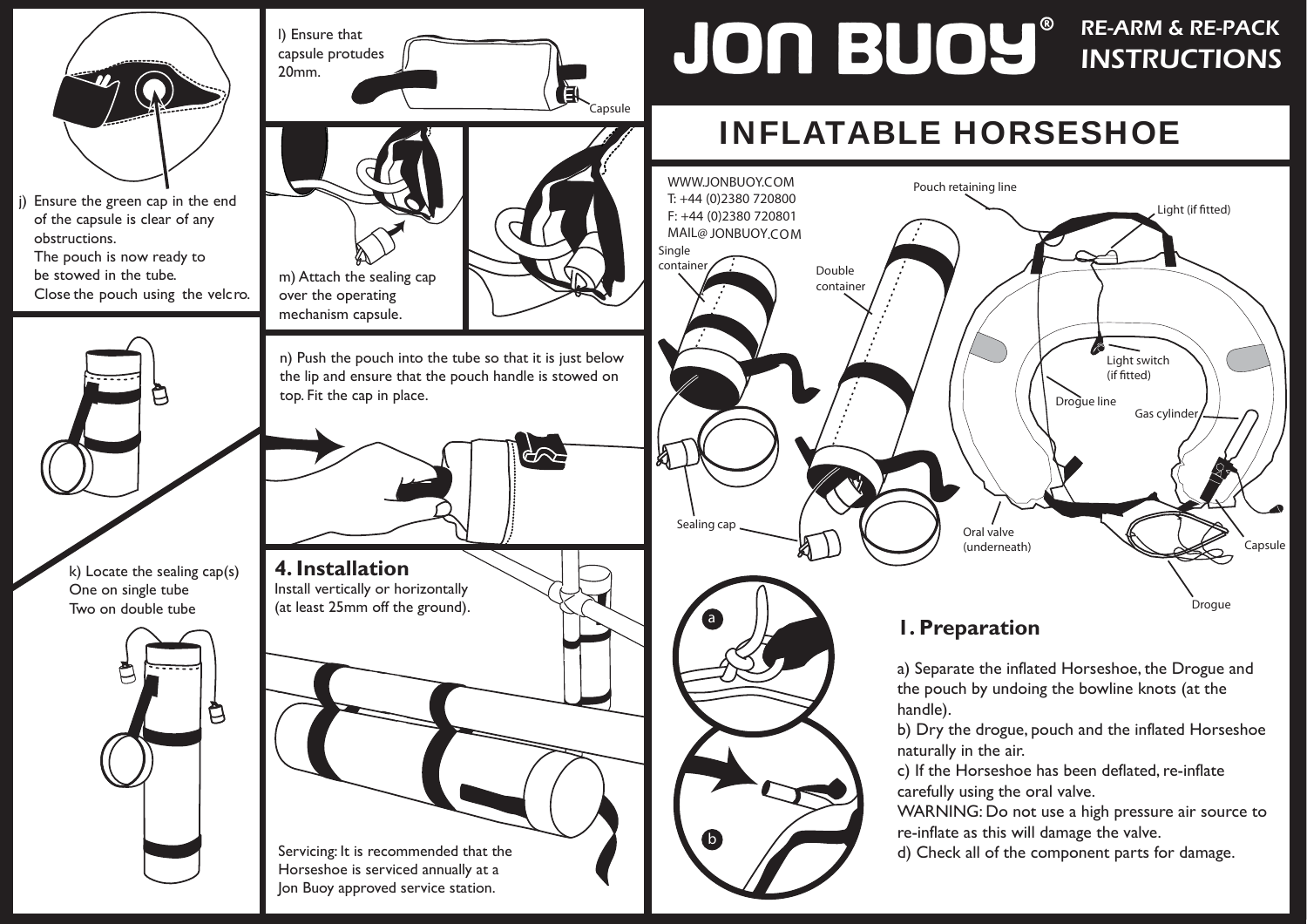# JON BUOY®

## RE-ARM & RE-PACK INSTRUCTIONS

## INFLATABLE HORSESHOE

WWW.JONBUOY.COM
T: +44 (0)2380 720800
F: +44 (0)2380 720801
MAIL@ JONBUOY.COM

Single container

Double container

Sealing cap

Pouch retaining line

Light (if fitted)

Light switch (if fitted)

Drogue line

Gas cylinder

Oral valve (underneath)

Capsule

Drogue

### 1. Preparation

a) Separate the inflated Horseshoe, the Drogue and the pouch by undoing the bowline knots (at the handle).

b) Dry the drogue, pouch and the inflated Horseshoe naturally in the air.

c) If the Horseshoe has been deflated, re-inflate carefully using the oral valve.

WARNING: Do not use a high pressure air source to re-inflate as this will damage the valve.

d) Check all of the component parts for damage.

j) Ensure the green cap in the end of the capsule is clear of any obstructions.
The pouch is now ready to be stowed in the tube.
Close the pouch using the velcro.

k) Locate the sealing cap(s)
One on single tube
Two on double tube

l) Ensure that capsule protudes 20mm.

Capsule

m) Attach the sealing cap over the operating mechanism capsule.

n) Push the pouch into the tube so that it is just below the lip and ensure that the pouch handle is stowed on top. Fit the cap in place.

### 4. Installation

Install vertically or horizontally (at least 25mm off the ground).

Servicing: It is recommended that the Horseshoe is serviced annually at a Jon Buoy approved service station.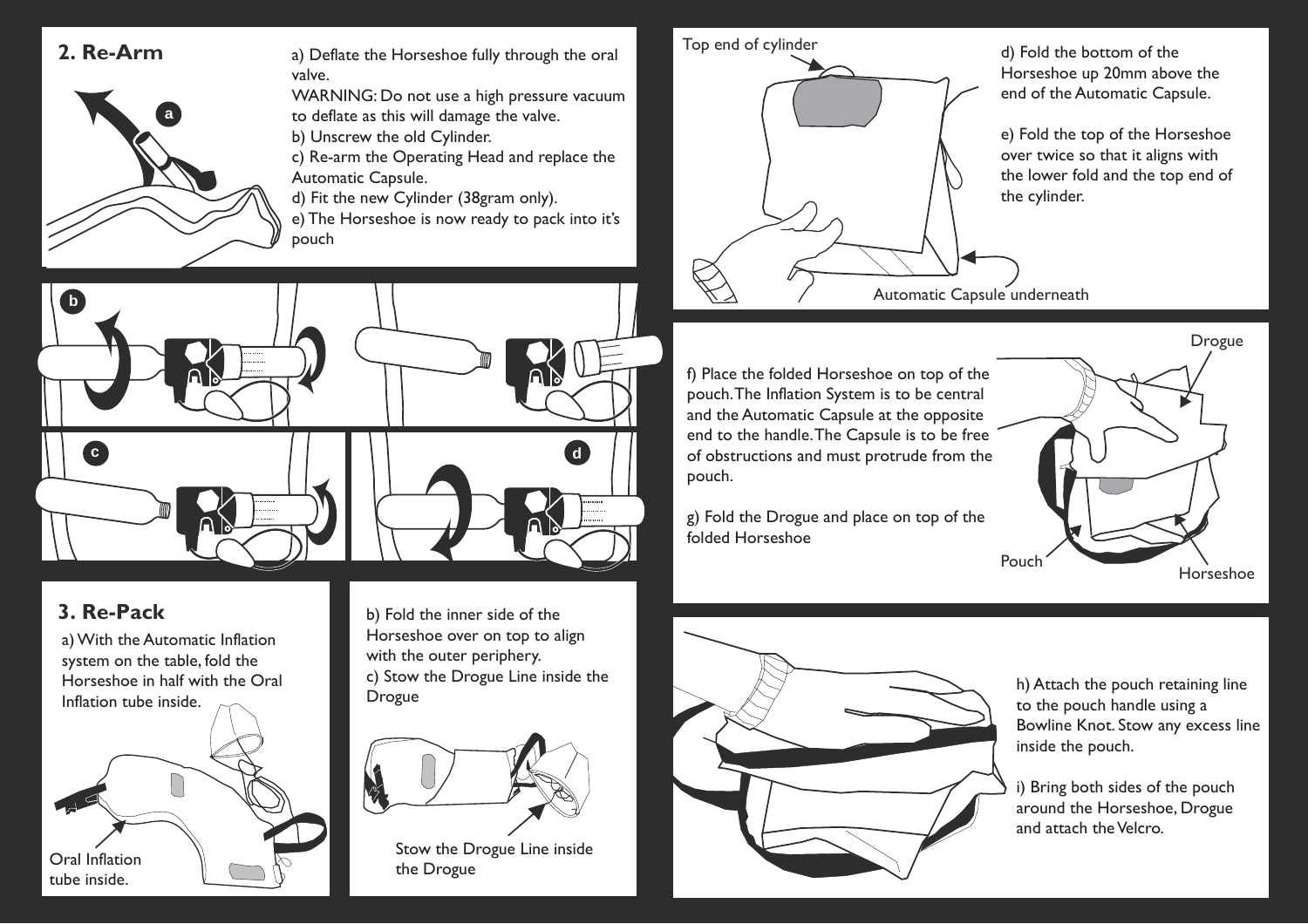## 2. Re-Arm

a) Deflate the Horseshoe fully through the oral valve.
WARNING: Do not use a high pressure vacuum to deflate as this will damage the valve.
b) Unscrew the old Cylinder.
c) Re-arm the Operating Head and replace the Automatic Capsule.
d) Fit the new Cylinder (38gram only).
e) The Horseshoe is now ready to pack into it's pouch

a

b

c

d

## 3. Re-Pack

a) With the Automatic Inflation system on the table, fold the Horseshoe in half with the Oral Inflation tube inside.

Oral Inflation tube inside.

b) Fold the inner side of the Horseshoe over on top to align with the outer periphery.
c) Stow the Drogue Line inside the Drogue

Stow the Drogue Line inside the Drogue

Top end of cylinder

Automatic Capsule underneath

d) Fold the bottom of the Horseshoe up 20mm above the end of the Automatic Capsule.

e) Fold the top of the Horseshoe over twice so that it aligns with the lower fold and the top end of the cylinder.

f) Place the folded Horseshoe on top of the pouch. The Inflation System is to be central and the Automatic Capsule at the opposite end to the handle. The Capsule is to be free of obstructions and must protrude from the pouch.

g) Fold the Drogue and place on top of the folded Horseshoe

Drogue

Pouch

Horseshoe

h) Attach the pouch retaining line to the pouch handle using a Bowline Knot. Stow any excess line inside the pouch.

i) Bring both sides of the pouch around the Horseshoe, Drogue and attach the Velcro.